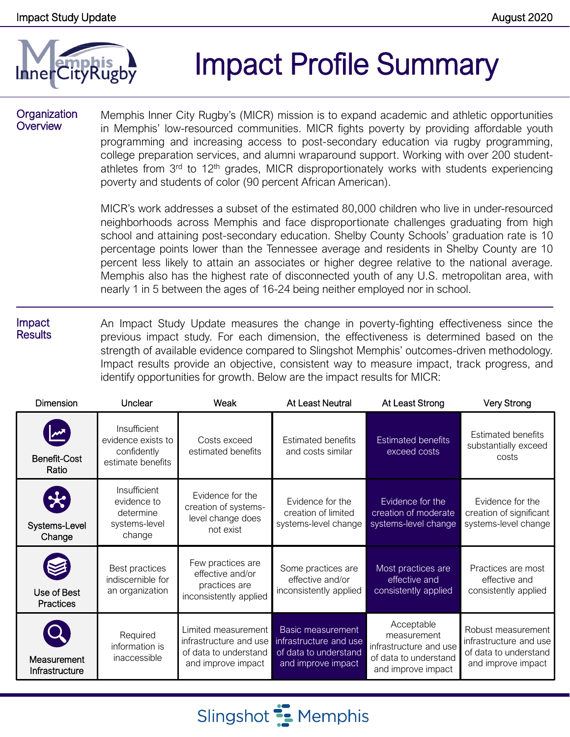Impact Study Update

August 2020

# Impact Profile Summary

## Organization Overview

Memphis Inner City Rugby's (MICR) mission is to expand academic and athletic opportunities in Memphis' low-resourced communities. MICR fights poverty by providing affordable youth programming and increasing access to post-secondary education via rugby programming, college preparation services, and alumni wraparound support. Working with over 200 student-athletes from 3rd to 12th grades, MICR disproportionately works with students experiencing poverty and students of color (90 percent African American).

MICR's work addresses a subset of the estimated 80,000 children who live in under-resourced neighborhoods across Memphis and face disproportionate challenges graduating from high school and attaining post-secondary education. Shelby County Schools' graduation rate is 10 percentage points lower than the Tennessee average and residents in Shelby County are 10 percent less likely to attain an associates or higher degree relative to the national average. Memphis also has the highest rate of disconnected youth of any U.S. metropolitan area, with nearly 1 in 5 between the ages of 16-24 being neither employed nor in school.

## Impact Results

An Impact Study Update measures the change in poverty-fighting effectiveness since the previous impact study. For each dimension, the effectiveness is determined based on the strength of available evidence compared to Slingshot Memphis' outcomes-driven methodology. Impact results provide an objective, consistent way to measure impact, track progress, and identify opportunities for growth. Below are the impact results for MICR:

| Dimension | Unclear | Weak | At Least Neutral | At Least Strong | Very Strong |
|---|---|---|---|---|---|
| Benefit-Cost Ratio | Insufficient evidence exists to confidently estimate benefits | Costs exceed estimated benefits | Estimated benefits and costs similar | **Estimated benefits exceed costs** | Estimated benefits substantially exceed costs |
| Systems-Level Change | Insufficient evidence to determine systems-level change | Evidence for the creation of systems-level change does not exist | Evidence for the creation of limited systems-level change | **Evidence for the creation of moderate systems-level change** | Evidence for the creation of significant systems-level change |
| Use of Best Practices | Best practices indiscernible for an organization | Few practices are effective and/or practices are inconsistently applied | Some practices are effective and/or inconsistently applied | **Most practices are effective and consistently applied** | Practices are most effective and consistently applied |
| Measurement Infrastructure | Required information is inaccessible | Limited measurement infrastructure and use of data to understand and improve impact | **Basic measurement infrastructure and use of data to understand and improve impact** | Acceptable measurement infrastructure and use of data to understand and improve impact | Robust measurement infrastructure and use of data to understand and improve impact |

Slingshot Memphis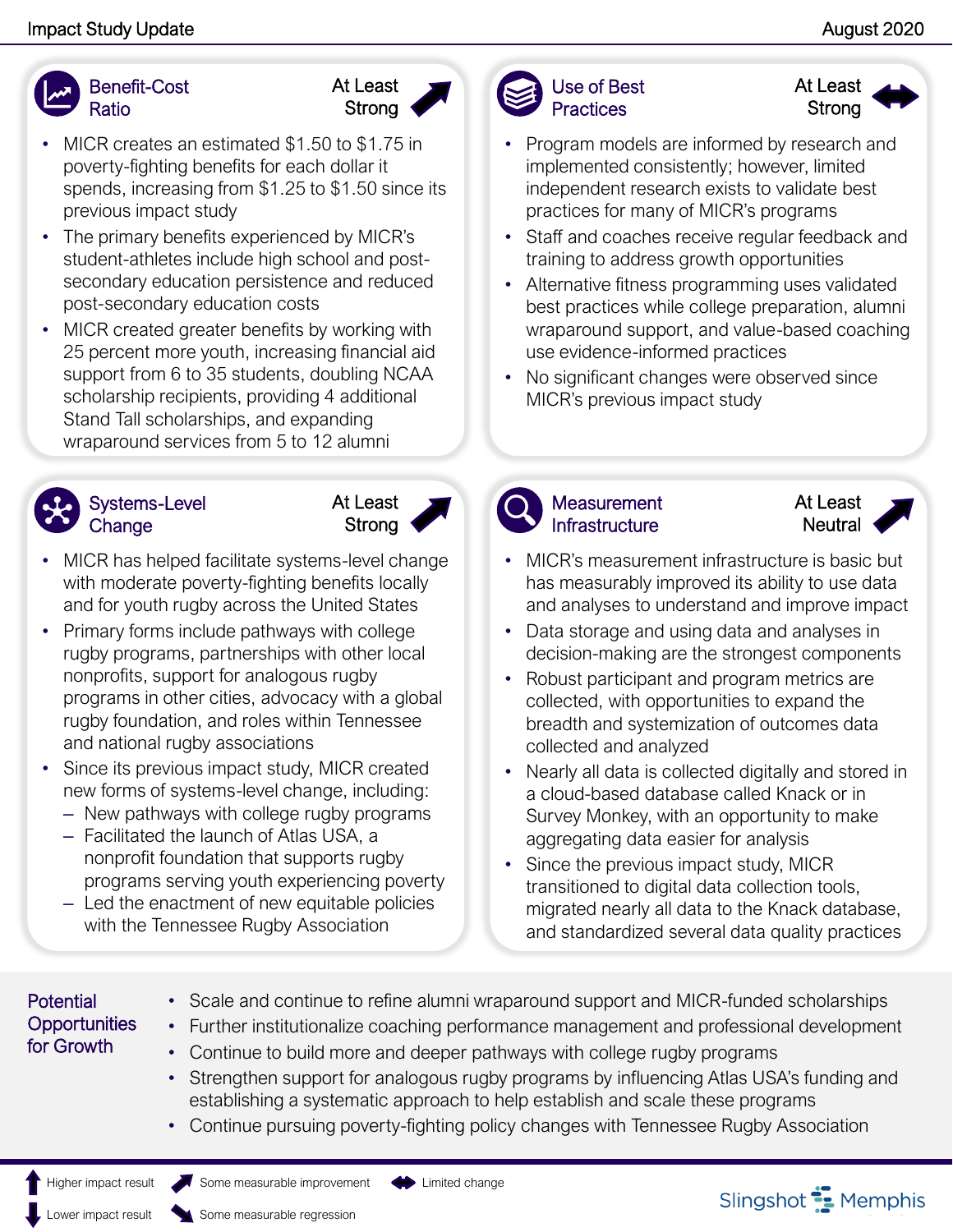## Benefit-Cost Ratio

At Least Strong

- MICR creates an estimated $1.50 to $1.75 in poverty-fighting benefits for each dollar it spends, increasing from $1.25 to $1.50 since its previous impact study
- The primary benefits experienced by MICR's student-athletes include high school and post-secondary education persistence and reduced post-secondary education costs
- MICR created greater benefits by working with 25 percent more youth, increasing financial aid support from 6 to 35 students, doubling NCAA scholarship recipients, providing 4 additional Stand Tall scholarships, and expanding wraparound services from 5 to 12 alumni

## Use of Best Practices

At Least Strong

- Program models are informed by research and implemented consistently; however, limited independent research exists to validate best practices for many of MICR's programs
- Staff and coaches receive regular feedback and training to address growth opportunities
- Alternative fitness programming uses validated best practices while college preparation, alumni wraparound support, and value-based coaching use evidence-informed practices
- No significant changes were observed since MICR's previous impact study

## Systems-Level Change

At Least Strong

- MICR has helped facilitate systems-level change with moderate poverty-fighting benefits locally and for youth rugby across the United States
- Primary forms include pathways with college rugby programs, partnerships with other local nonprofits, support for analogous rugby programs in other cities, advocacy with a global rugby foundation, and roles within Tennessee and national rugby associations
- Since its previous impact study, MICR created new forms of systems-level change, including:
  - New pathways with college rugby programs
  - Facilitated the launch of Atlas USA, a nonprofit foundation that supports rugby programs serving youth experiencing poverty
  - Led the enactment of new equitable policies with the Tennessee Rugby Association

## Measurement Infrastructure

At Least Neutral

- MICR's measurement infrastructure is basic but has measurably improved its ability to use data and analyses to understand and improve impact
- Data storage and using data and analyses in decision-making are the strongest components
- Robust participant and program metrics are collected, with opportunities to expand the breadth and systemization of outcomes data collected and analyzed
- Nearly all data is collected digitally and stored in a cloud-based database called Knack or in Survey Monkey, with an opportunity to make aggregating data easier for analysis
- Since the previous impact study, MICR transitioned to digital data collection tools, migrated nearly all data to the Knack database, and standardized several data quality practices

## Potential Opportunities for Growth

- Scale and continue to refine alumni wraparound support and MICR-funded scholarships
- Further institutionalize coaching performance management and professional development
- Continue to build more and deeper pathways with college rugby programs
- Strengthen support for analogous rugby programs by influencing Atlas USA's funding and establishing a systematic approach to help establish and scale these programs
- Continue pursuing poverty-fighting policy changes with Tennessee Rugby Association

Higher impact result — Some measurable improvement — Limited change

Lower impact result — Some measurable regression

Slingshot Memphis